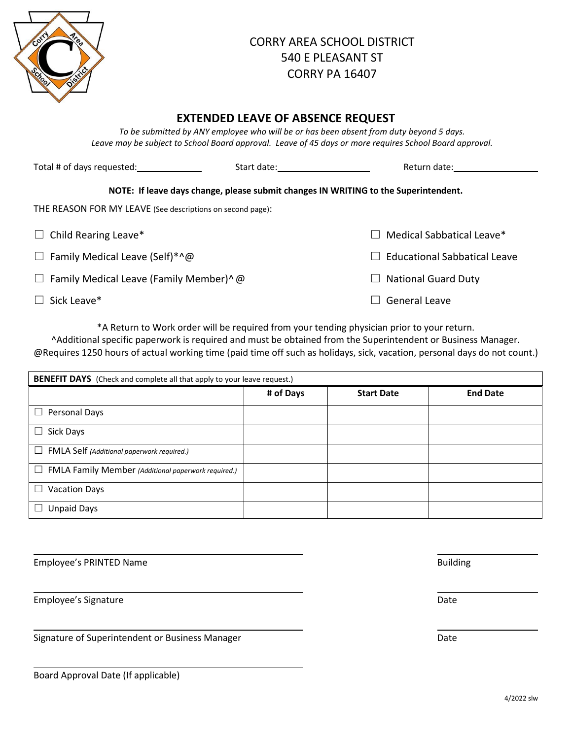CORRY AREA SCHOOL DISTRICT
540 E PLEASANT ST
CORRY PA 16407

## EXTENDED LEAVE OF ABSENCE REQUEST

*To be submitted by ANY employee who will be or has been absent from duty beyond 5 days.*
*Leave may be subject to School Board approval. Leave of 45 days or more requires School Board approval.*

Total # of days requested:\_\_\_\_\_\_\_\_\_\_\_\_ Start date:\_\_\_\_\_\_\_\_\_\_\_\_\_\_\_\_ Return date:\_\_\_\_\_\_\_\_\_\_\_\_\_\_\_\_

**NOTE: If leave days change, please submit changes IN WRITING to the Superintendent.**

THE REASON FOR MY LEAVE (See descriptions on second page):

☐ Child Rearing Leave*

☐ Family Medical Leave (Self)*^@

☐ Family Medical Leave (Family Member)^@

☐ Sick Leave*

☐ Medical Sabbatical Leave*

☐ Educational Sabbatical Leave

☐ National Guard Duty

☐ General Leave

*A Return to Work order will be required from your tending physician prior to your return.
^Additional specific paperwork is required and must be obtained from the Superintendent or Business Manager.
@Requires 1250 hours of actual working time (paid time off such as holidays, sick, vacation, personal days do not count.)

| **BENEFIT DAYS** (Check and complete all that apply to your leave request.) | | | |
|---|---|---|---|
| | **# of Days** | **Start Date** | **End Date** |
| ☐ Personal Days | | | |
| ☐ Sick Days | | | |
| ☐ FMLA Self *(Additional paperwork required.)* | | | |
| ☐ FMLA Family Member *(Additional paperwork required.)* | | | |
| ☐ Vacation Days | | | |
| ☐ Unpaid Days | | | |

\_\_\_\_\_\_\_\_\_\_\_\_\_\_\_\_\_\_\_\_\_\_\_\_\_\_\_\_\_\_\_\_\_\_\_\_ \_\_\_\_\_\_\_\_\_\_\_\_\_\_
Employee's PRINTED Name Building

\_\_\_\_\_\_\_\_\_\_\_\_\_\_\_\_\_\_\_\_\_\_\_\_\_\_\_\_\_\_\_\_\_\_\_\_ \_\_\_\_\_\_\_\_\_\_\_\_\_\_
Employee's Signature Date

\_\_\_\_\_\_\_\_\_\_\_\_\_\_\_\_\_\_\_\_\_\_\_\_\_\_\_\_\_\_\_\_\_\_\_\_ \_\_\_\_\_\_\_\_\_\_\_\_\_\_
Signature of Superintendent or Business Manager Date

\_\_\_\_\_\_\_\_\_\_\_\_\_\_\_\_\_\_\_\_\_\_\_\_\_\_\_\_\_\_\_\_\_\_\_\_
Board Approval Date (If applicable)

4/2022 slw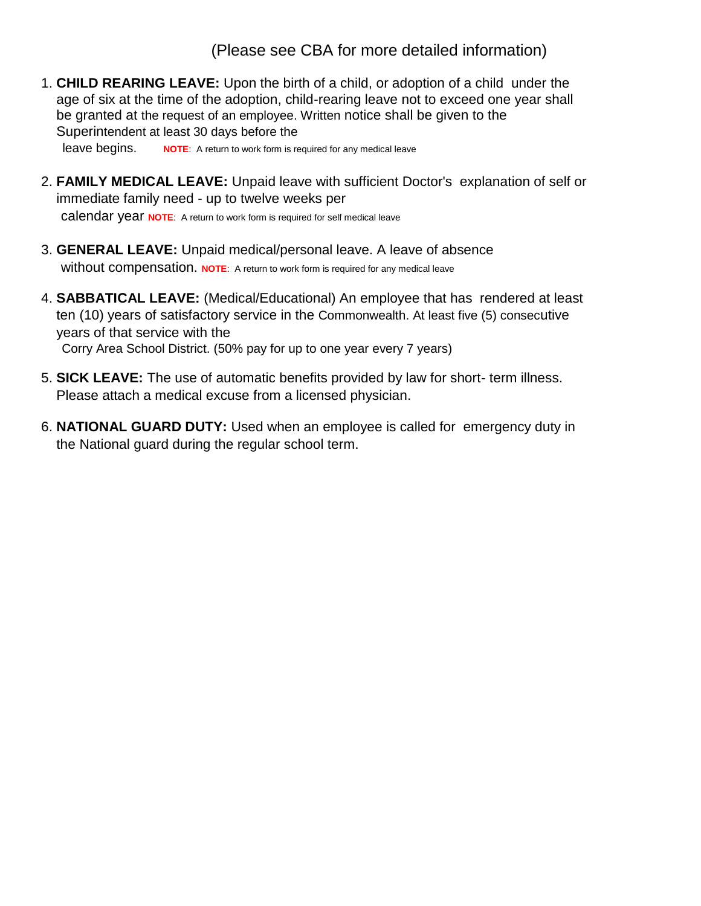(Please see CBA for more detailed information)

1. **CHILD REARING LEAVE:** Upon the birth of a child, or adoption of a child under the age of six at the time of the adoption, child-rearing leave not to exceed one year shall be granted at the request of an employee. Written notice shall be given to the Superintendent at least 30 days before the leave begins. **NOTE**: A return to work form is required for any medical leave

2. **FAMILY MEDICAL LEAVE:** Unpaid leave with sufficient Doctor's explanation of self or immediate family need - up to twelve weeks per calendar year **NOTE**: A return to work form is required for self medical leave

3. **GENERAL LEAVE:** Unpaid medical/personal leave. A leave of absence without compensation. **NOTE**: A return to work form is required for any medical leave

4. **SABBATICAL LEAVE:** (Medical/Educational) An employee that has rendered at least ten (10) years of satisfactory service in the Commonwealth. At least five (5) consecutive years of that service with the Corry Area School District. (50% pay for up to one year every 7 years)

5. **SICK LEAVE:** The use of automatic benefits provided by law for short- term illness. Please attach a medical excuse from a licensed physician.

6. **NATIONAL GUARD DUTY:** Used when an employee is called for emergency duty in the National guard during the regular school term.